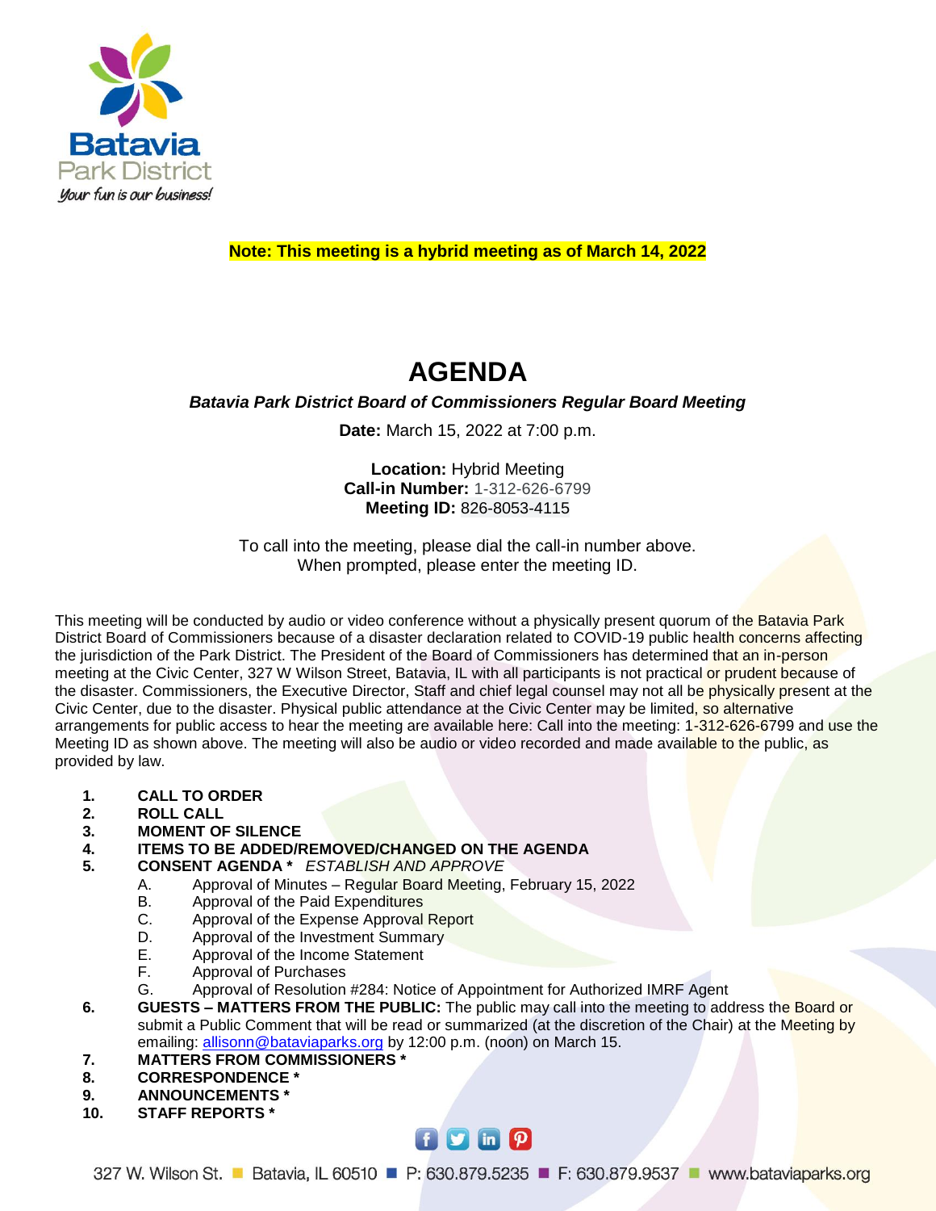Batavia Park District

*Your fun is our business!*

**Note: This meeting is a hybrid meeting as of March 14, 2022**

# AGENDA

***Batavia Park District Board of Commissioners Regular Board Meeting***

**Date:** March 15, 2022 at 7:00 p.m.

**Location:** Hybrid Meeting
**Call-in Number:** 1-312-626-6799
**Meeting ID:** 826-8053-4115

To call into the meeting, please dial the call-in number above.
When prompted, please enter the meeting ID.

This meeting will be conducted by audio or video conference without a physically present quorum of the Batavia Park District Board of Commissioners because of a disaster declaration related to COVID-19 public health concerns affecting the jurisdiction of the Park District. The President of the Board of Commissioners has determined that an in-person meeting at the Civic Center, 327 W Wilson Street, Batavia, IL with all participants is not practical or prudent because of the disaster. Commissioners, the Executive Director, Staff and chief legal counsel may not all be physically present at the Civic Center, due to the disaster. Physical public attendance at the Civic Center may be limited, so alternative arrangements for public access to hear the meeting are available here: Call into the meeting: 1-312-626-6799 and use the Meeting ID as shown above. The meeting will also be audio or video recorded and made available to the public, as provided by law.

1. **CALL TO ORDER**
2. **ROLL CALL**
3. **MOMENT OF SILENCE**
4. **ITEMS TO BE ADDED/REMOVED/CHANGED ON THE AGENDA**
5. **CONSENT AGENDA *** *ESTABLISH AND APPROVE*
   - A. Approval of Minutes – Regular Board Meeting, February 15, 2022
   - B. Approval of the Paid Expenditures
   - C. Approval of the Expense Approval Report
   - D. Approval of the Investment Summary
   - E. Approval of the Income Statement
   - F. Approval of Purchases
   - G. Approval of Resolution #284: Notice of Appointment for Authorized IMRF Agent
6. **GUESTS – MATTERS FROM THE PUBLIC:** The public may call into the meeting to address the Board or submit a Public Comment that will be read or summarized (at the discretion of the Chair) at the Meeting by emailing: allisonn@bataviaparks.org by 12:00 p.m. (noon) on March 15.
7. **MATTERS FROM COMMISSIONERS ***
8. **CORRESPONDENCE ***
9. **ANNOUNCEMENTS ***
10. **STAFF REPORTS ***

327 W. Wilson St. ■ Batavia, IL 60510 ■ P: 630.879.5235 ■ F: 630.879.9537 ■ www.bataviaparks.org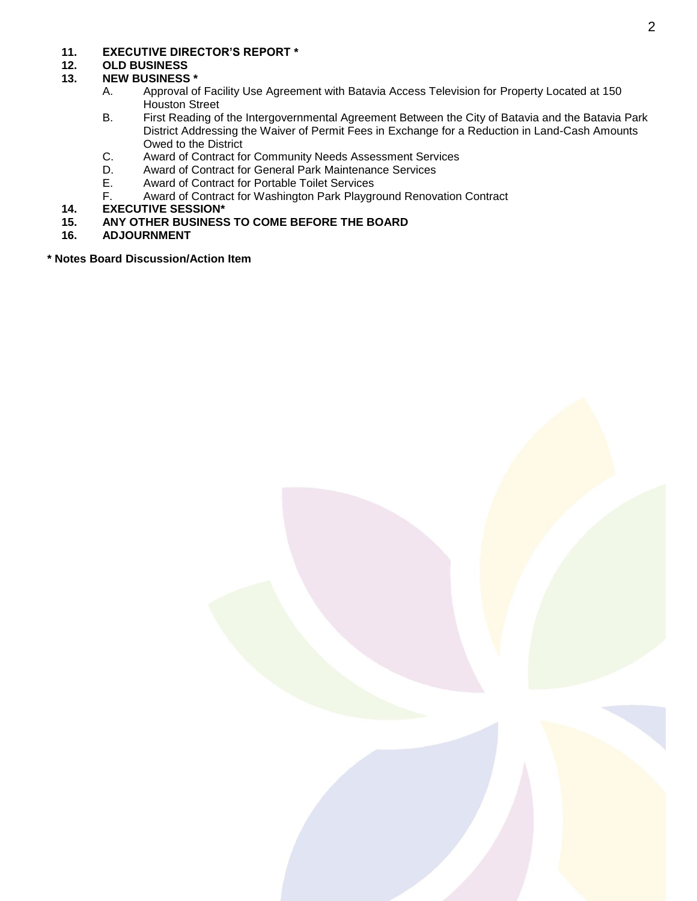**11. EXECUTIVE DIRECTOR'S REPORT ***

**12. OLD BUSINESS**

**13. NEW BUSINESS ***

A. Approval of Facility Use Agreement with Batavia Access Television for Property Located at 150 Houston Street

B. First Reading of the Intergovernmental Agreement Between the City of Batavia and the Batavia Park District Addressing the Waiver of Permit Fees in Exchange for a Reduction in Land-Cash Amounts Owed to the District

C. Award of Contract for Community Needs Assessment Services

D. Award of Contract for General Park Maintenance Services

E. Award of Contract for Portable Toilet Services

F. Award of Contract for Washington Park Playground Renovation Contract

**14. EXECUTIVE SESSION***

**15. ANY OTHER BUSINESS TO COME BEFORE THE BOARD**

**16. ADJOURNMENT**

**\* Notes Board Discussion/Action Item**